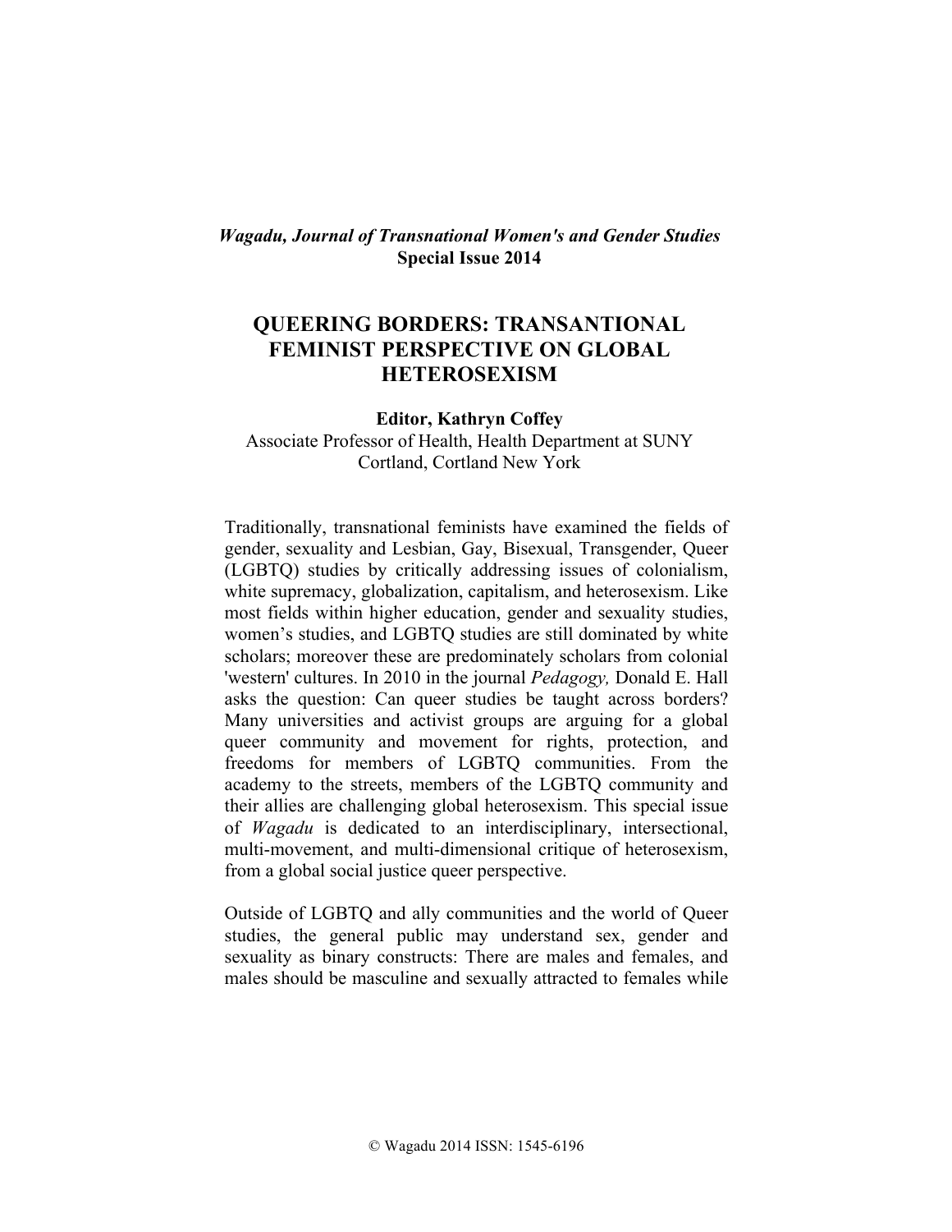*Wagadu, Journal of Transnational Women's and Gender Studies*
**Special Issue 2014**

# QUEERING BORDERS: TRANSANTIONAL FEMINIST PERSPECTIVE ON GLOBAL HETEROSEXISM

**Editor, Kathryn Coffey**
Associate Professor of Health, Health Department at SUNY Cortland, Cortland New York

Traditionally, transnational feminists have examined the fields of gender, sexuality and Lesbian, Gay, Bisexual, Transgender, Queer (LGBTQ) studies by critically addressing issues of colonialism, white supremacy, globalization, capitalism, and heterosexism. Like most fields within higher education, gender and sexuality studies, women's studies, and LGBTQ studies are still dominated by white scholars; moreover these are predominately scholars from colonial 'western' cultures. In 2010 in the journal *Pedagogy,* Donald E. Hall asks the question: Can queer studies be taught across borders? Many universities and activist groups are arguing for a global queer community and movement for rights, protection, and freedoms for members of LGBTQ communities. From the academy to the streets, members of the LGBTQ community and their allies are challenging global heterosexism. This special issue of *Wagadu* is dedicated to an interdisciplinary, intersectional, multi-movement, and multi-dimensional critique of heterosexism, from a global social justice queer perspective.

Outside of LGBTQ and ally communities and the world of Queer studies, the general public may understand sex, gender and sexuality as binary constructs: There are males and females, and males should be masculine and sexually attracted to females while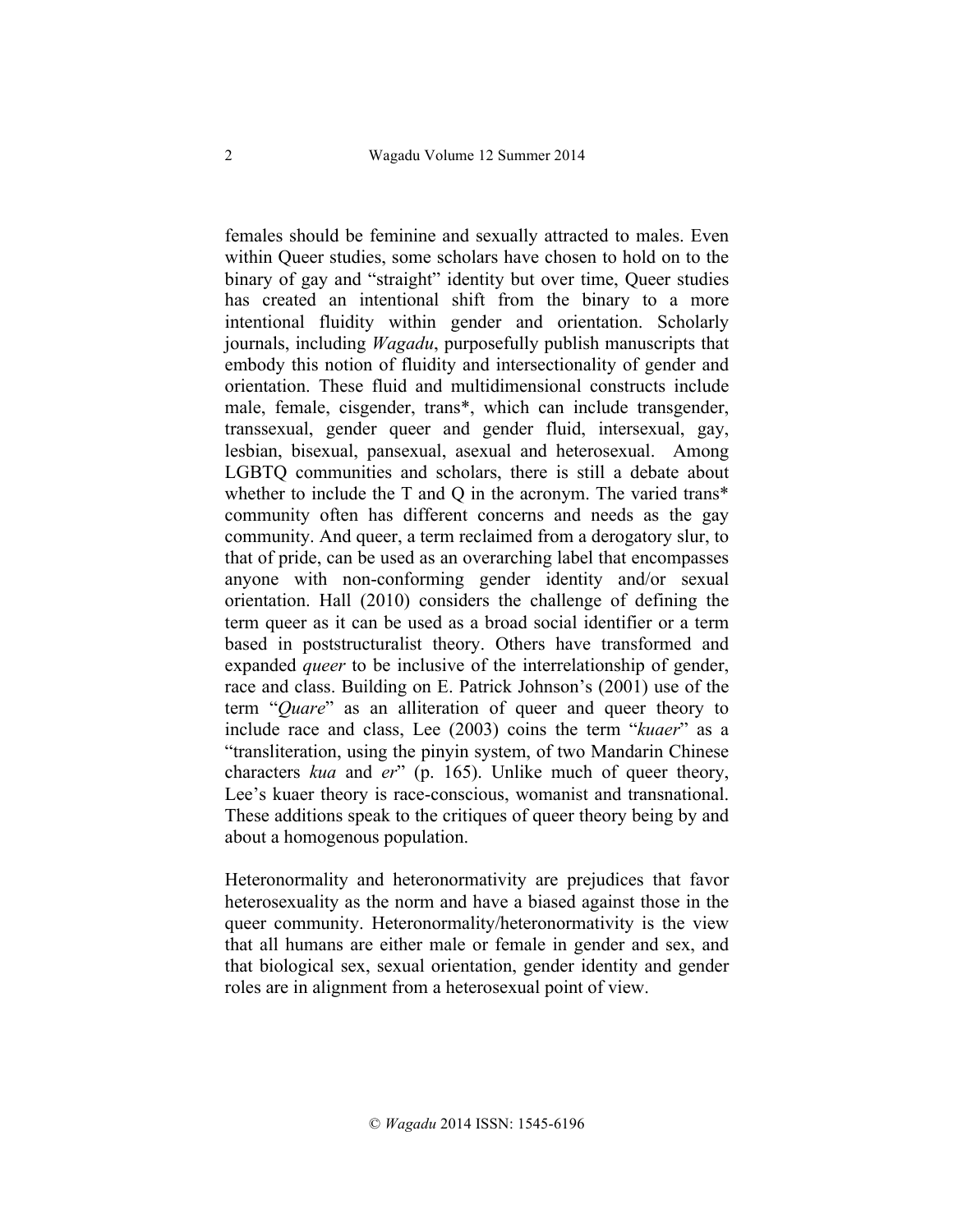females should be feminine and sexually attracted to males. Even within Queer studies, some scholars have chosen to hold on to the binary of gay and "straight" identity but over time, Queer studies has created an intentional shift from the binary to a more intentional fluidity within gender and orientation. Scholarly journals, including *Wagadu*, purposefully publish manuscripts that embody this notion of fluidity and intersectionality of gender and orientation. These fluid and multidimensional constructs include male, female, cisgender, trans*, which can include transgender, transsexual, gender queer and gender fluid, intersexual, gay, lesbian, bisexual, pansexual, asexual and heterosexual. Among LGBTQ communities and scholars, there is still a debate about whether to include the T and Q in the acronym. The varied trans* community often has different concerns and needs as the gay community. And queer, a term reclaimed from a derogatory slur, to that of pride, can be used as an overarching label that encompasses anyone with non-conforming gender identity and/or sexual orientation. Hall (2010) considers the challenge of defining the term queer as it can be used as a broad social identifier or a term based in poststructuralist theory. Others have transformed and expanded *queer* to be inclusive of the interrelationship of gender, race and class. Building on E. Patrick Johnson's (2001) use of the term "*Quare*" as an alliteration of queer and queer theory to include race and class, Lee (2003) coins the term "*kuaer*" as a "transliteration, using the pinyin system, of two Mandarin Chinese characters *kua* and *er*" (p. 165). Unlike much of queer theory, Lee's kuaer theory is race-conscious, womanist and transnational. These additions speak to the critiques of queer theory being by and about a homogenous population.

Heteronormality and heteronormativity are prejudices that favor heterosexuality as the norm and have a biased against those in the queer community. Heteronormality/heteronormativity is the view that all humans are either male or female in gender and sex, and that biological sex, sexual orientation, gender identity and gender roles are in alignment from a heterosexual point of view.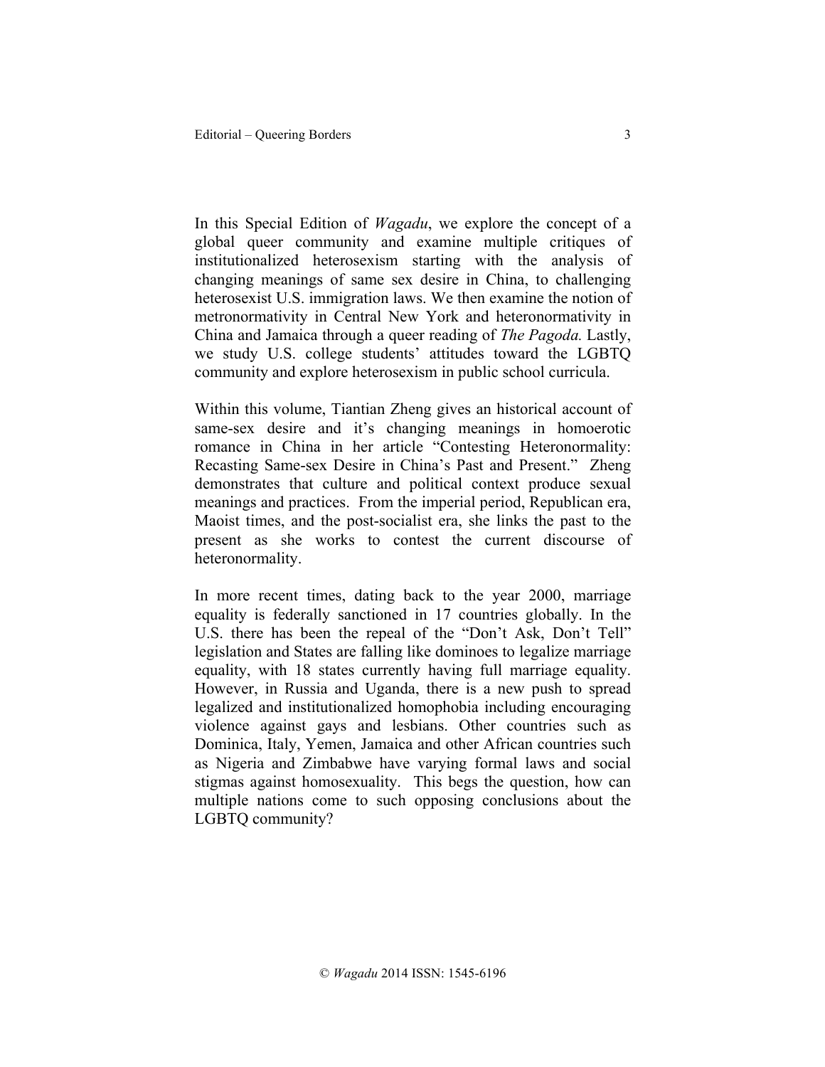In this Special Edition of *Wagadu*, we explore the concept of a global queer community and examine multiple critiques of institutionalized heterosexism starting with the analysis of changing meanings of same sex desire in China, to challenging heterosexist U.S. immigration laws. We then examine the notion of metronormativity in Central New York and heteronormativity in China and Jamaica through a queer reading of *The Pagoda.* Lastly, we study U.S. college students' attitudes toward the LGBTQ community and explore heterosexism in public school curricula.

Within this volume, Tiantian Zheng gives an historical account of same-sex desire and it's changing meanings in homoerotic romance in China in her article "Contesting Heteronormality: Recasting Same-sex Desire in China's Past and Present." Zheng demonstrates that culture and political context produce sexual meanings and practices. From the imperial period, Republican era, Maoist times, and the post-socialist era, she links the past to the present as she works to contest the current discourse of heteronormality.

In more recent times, dating back to the year 2000, marriage equality is federally sanctioned in 17 countries globally. In the U.S. there has been the repeal of the "Don't Ask, Don't Tell" legislation and States are falling like dominoes to legalize marriage equality, with 18 states currently having full marriage equality. However, in Russia and Uganda, there is a new push to spread legalized and institutionalized homophobia including encouraging violence against gays and lesbians. Other countries such as Dominica, Italy, Yemen, Jamaica and other African countries such as Nigeria and Zimbabwe have varying formal laws and social stigmas against homosexuality. This begs the question, how can multiple nations come to such opposing conclusions about the LGBTQ community?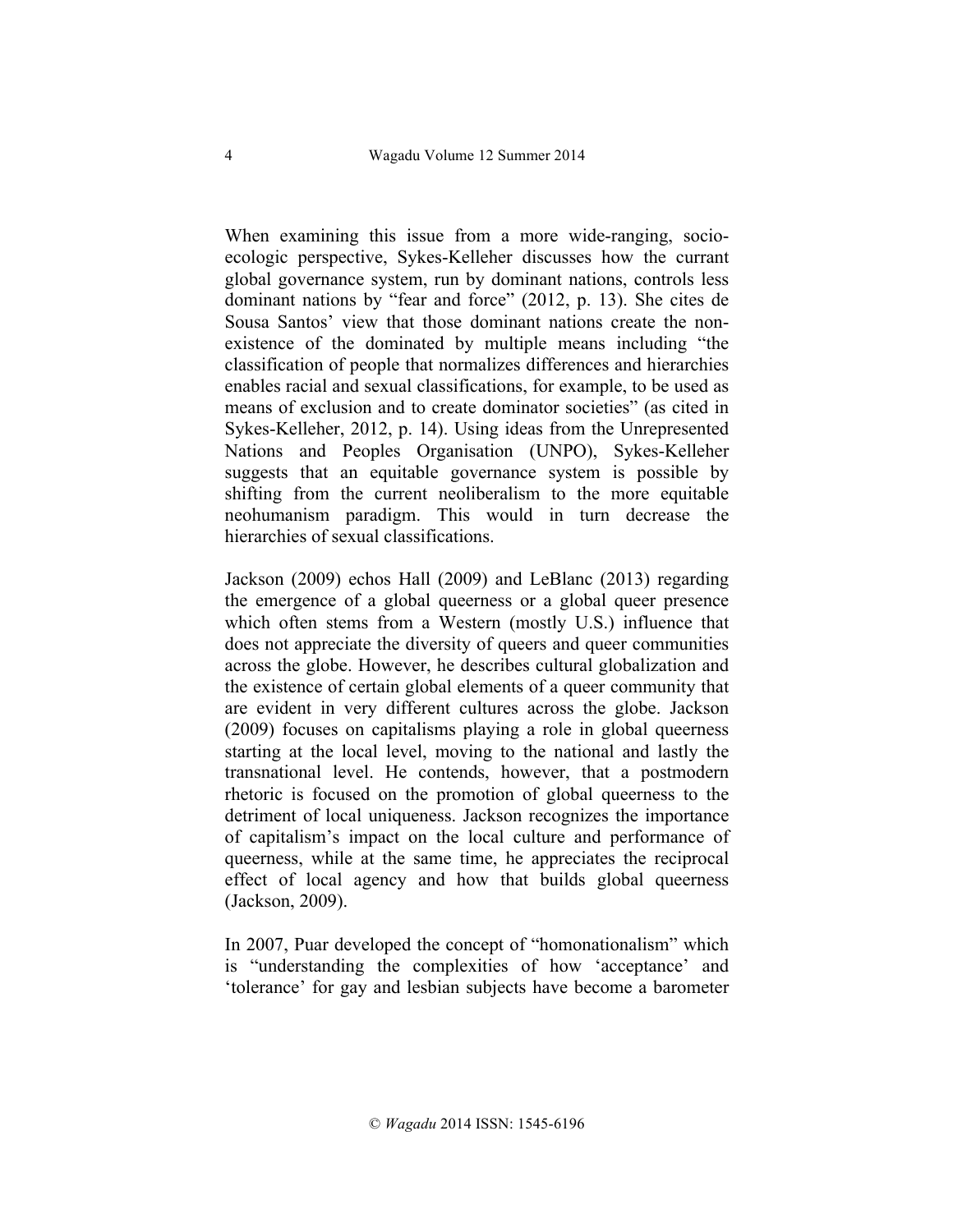When examining this issue from a more wide-ranging, socio-ecologic perspective, Sykes-Kelleher discusses how the currant global governance system, run by dominant nations, controls less dominant nations by "fear and force" (2012, p. 13). She cites de Sousa Santos' view that those dominant nations create the non-existence of the dominated by multiple means including "the classification of people that normalizes differences and hierarchies enables racial and sexual classifications, for example, to be used as means of exclusion and to create dominator societies" (as cited in Sykes-Kelleher, 2012, p. 14). Using ideas from the Unrepresented Nations and Peoples Organisation (UNPO), Sykes-Kelleher suggests that an equitable governance system is possible by shifting from the current neoliberalism to the more equitable neohumanism paradigm. This would in turn decrease the hierarchies of sexual classifications.

Jackson (2009) echos Hall (2009) and LeBlanc (2013) regarding the emergence of a global queerness or a global queer presence which often stems from a Western (mostly U.S.) influence that does not appreciate the diversity of queers and queer communities across the globe. However, he describes cultural globalization and the existence of certain global elements of a queer community that are evident in very different cultures across the globe. Jackson (2009) focuses on capitalisms playing a role in global queerness starting at the local level, moving to the national and lastly the transnational level. He contends, however, that a postmodern rhetoric is focused on the promotion of global queerness to the detriment of local uniqueness. Jackson recognizes the importance of capitalism's impact on the local culture and performance of queerness, while at the same time, he appreciates the reciprocal effect of local agency and how that builds global queerness (Jackson, 2009).

In 2007, Puar developed the concept of "homonationalism" which is "understanding the complexities of how 'acceptance' and 'tolerance' for gay and lesbian subjects have become a barometer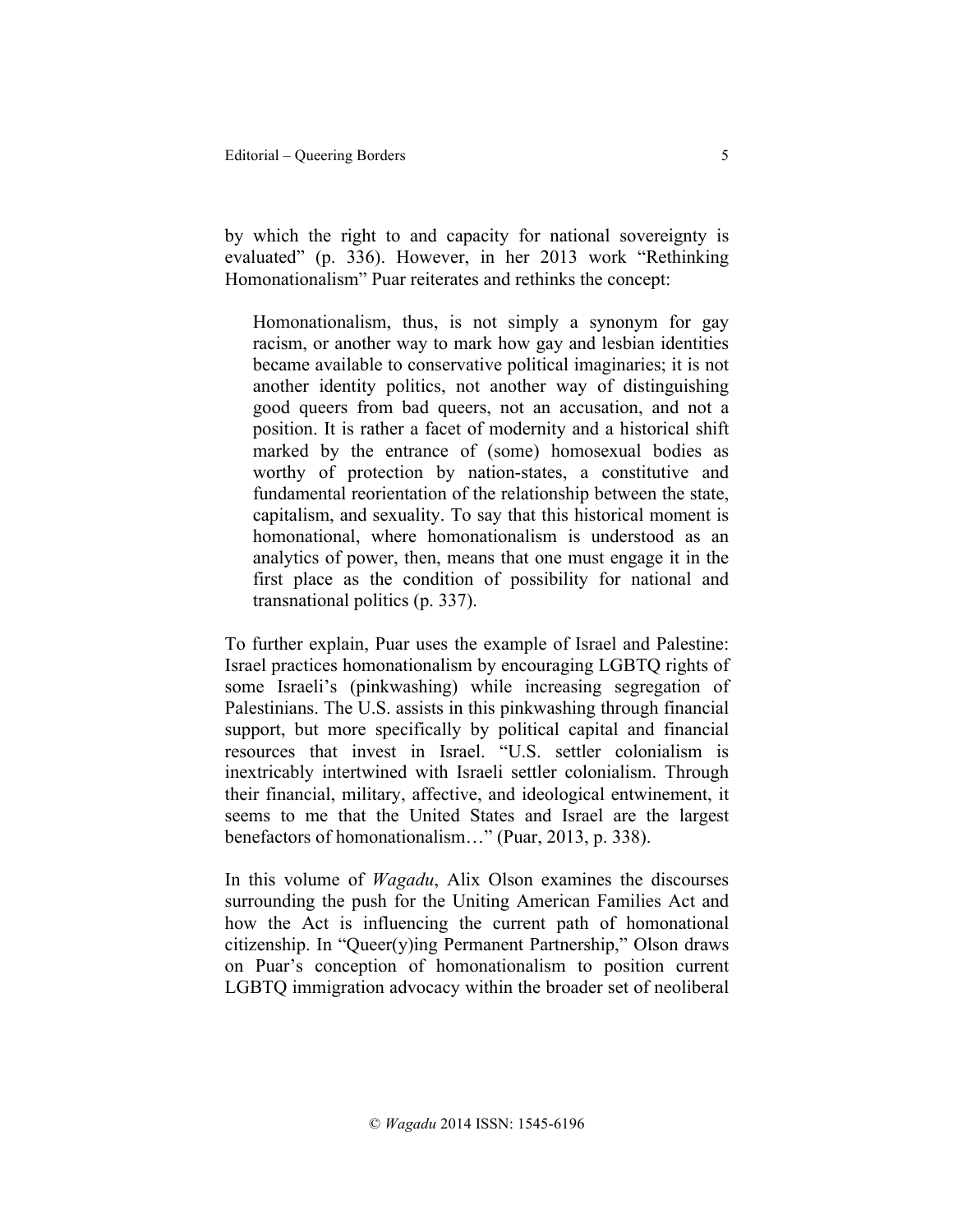by which the right to and capacity for national sovereignty is evaluated" (p. 336). However, in her 2013 work "Rethinking Homonationalism" Puar reiterates and rethinks the concept:

> Homonationalism, thus, is not simply a synonym for gay racism, or another way to mark how gay and lesbian identities became available to conservative political imaginaries; it is not another identity politics, not another way of distinguishing good queers from bad queers, not an accusation, and not a position. It is rather a facet of modernity and a historical shift marked by the entrance of (some) homosexual bodies as worthy of protection by nation-states, a constitutive and fundamental reorientation of the relationship between the state, capitalism, and sexuality. To say that this historical moment is homonational, where homonationalism is understood as an analytics of power, then, means that one must engage it in the first place as the condition of possibility for national and transnational politics (p. 337).

To further explain, Puar uses the example of Israel and Palestine: Israel practices homonationalism by encouraging LGBTQ rights of some Israeli's (pinkwashing) while increasing segregation of Palestinians. The U.S. assists in this pinkwashing through financial support, but more specifically by political capital and financial resources that invest in Israel. "U.S. settler colonialism is inextricably intertwined with Israeli settler colonialism. Through their financial, military, affective, and ideological entwinement, it seems to me that the United States and Israel are the largest benefactors of homonationalism…" (Puar, 2013, p. 338).

In this volume of *Wagadu*, Alix Olson examines the discourses surrounding the push for the Uniting American Families Act and how the Act is influencing the current path of homonational citizenship. In "Queer(y)ing Permanent Partnership," Olson draws on Puar's conception of homonationalism to position current LGBTQ immigration advocacy within the broader set of neoliberal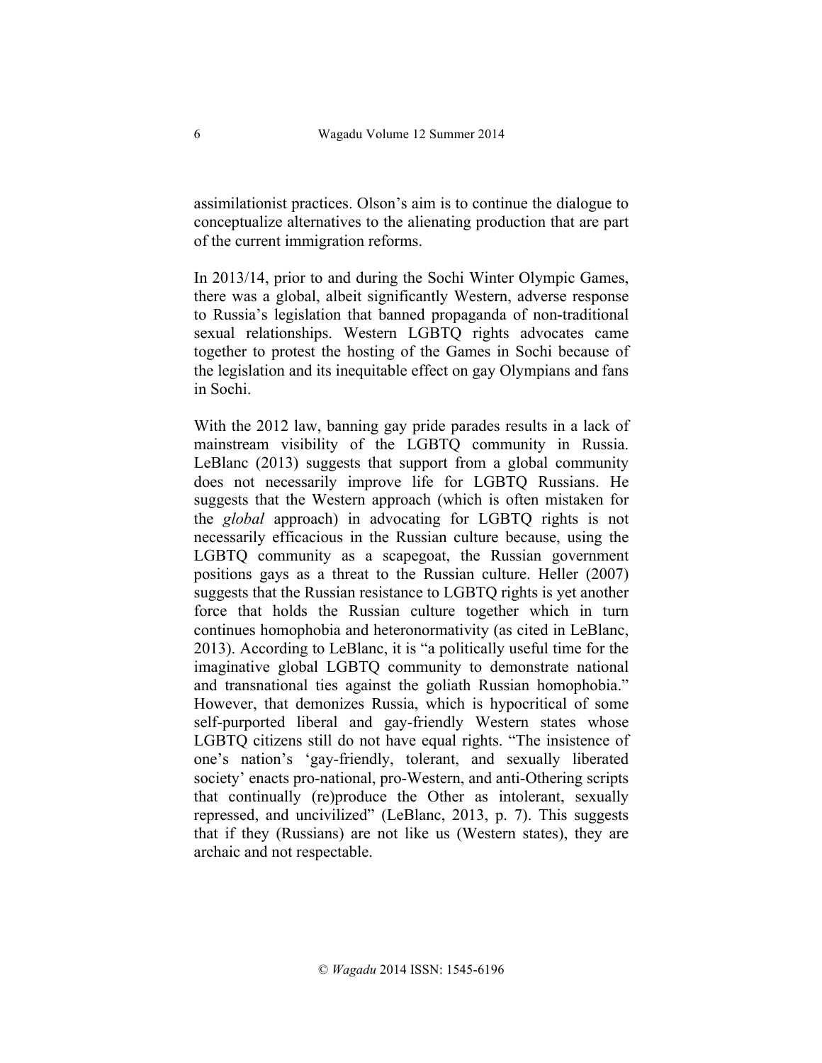assimilationist practices. Olson's aim is to continue the dialogue to conceptualize alternatives to the alienating production that are part of the current immigration reforms.

In 2013/14, prior to and during the Sochi Winter Olympic Games, there was a global, albeit significantly Western, adverse response to Russia's legislation that banned propaganda of non-traditional sexual relationships. Western LGBTQ rights advocates came together to protest the hosting of the Games in Sochi because of the legislation and its inequitable effect on gay Olympians and fans in Sochi.

With the 2012 law, banning gay pride parades results in a lack of mainstream visibility of the LGBTQ community in Russia. LeBlanc (2013) suggests that support from a global community does not necessarily improve life for LGBTQ Russians. He suggests that the Western approach (which is often mistaken for the *global* approach) in advocating for LGBTQ rights is not necessarily efficacious in the Russian culture because, using the LGBTQ community as a scapegoat, the Russian government positions gays as a threat to the Russian culture. Heller (2007) suggests that the Russian resistance to LGBTQ rights is yet another force that holds the Russian culture together which in turn continues homophobia and heteronormativity (as cited in LeBlanc, 2013). According to LeBlanc, it is "a politically useful time for the imaginative global LGBTQ community to demonstrate national and transnational ties against the goliath Russian homophobia." However, that demonizes Russia, which is hypocritical of some self-purported liberal and gay-friendly Western states whose LGBTQ citizens still do not have equal rights. "The insistence of one's nation's 'gay-friendly, tolerant, and sexually liberated society' enacts pro-national, pro-Western, and anti-Othering scripts that continually (re)produce the Other as intolerant, sexually repressed, and uncivilized" (LeBlanc, 2013, p. 7). This suggests that if they (Russians) are not like us (Western states), they are archaic and not respectable.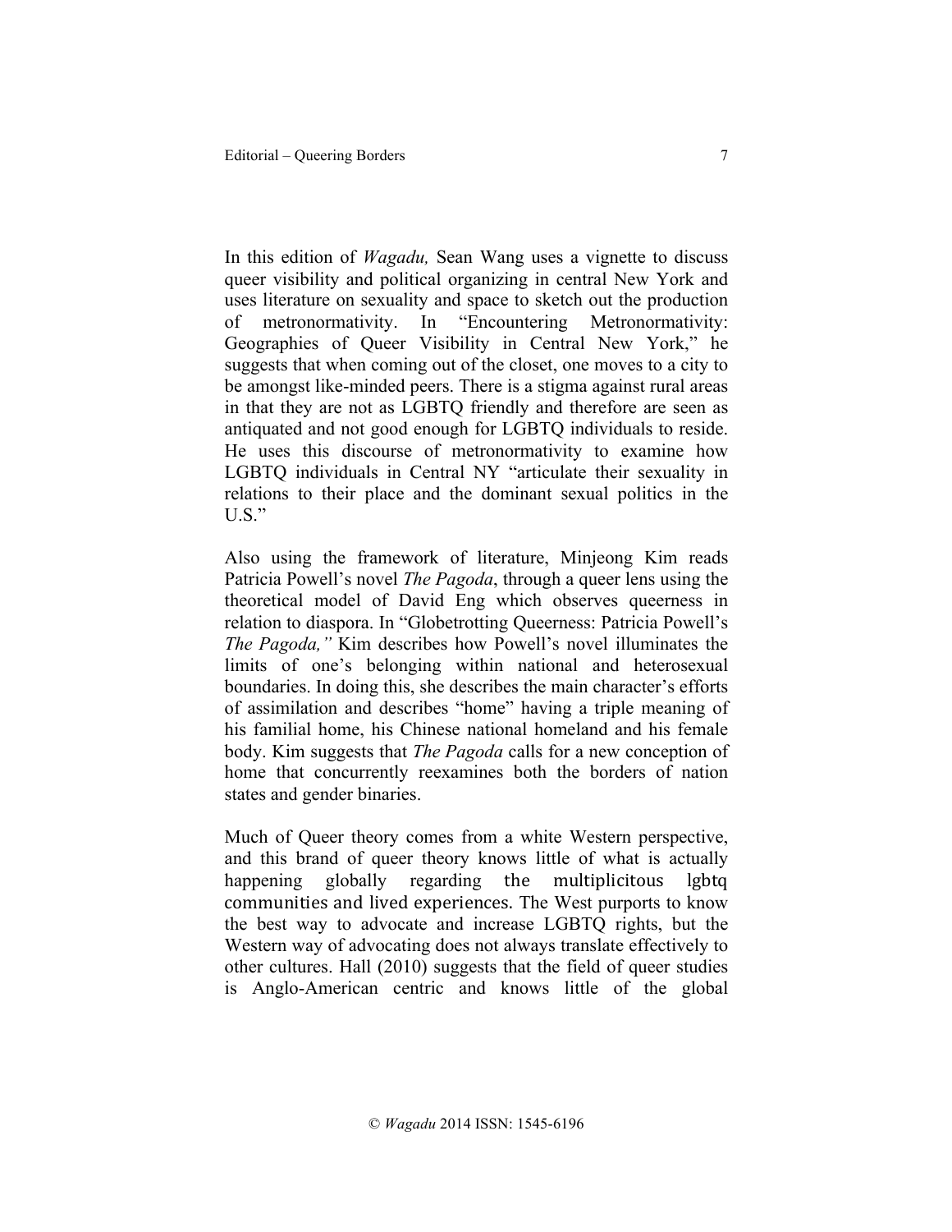In this edition of *Wagadu,* Sean Wang uses a vignette to discuss queer visibility and political organizing in central New York and uses literature on sexuality and space to sketch out the production of metronormativity. In "Encountering Metronormativity: Geographies of Queer Visibility in Central New York," he suggests that when coming out of the closet, one moves to a city to be amongst like-minded peers. There is a stigma against rural areas in that they are not as LGBTQ friendly and therefore are seen as antiquated and not good enough for LGBTQ individuals to reside. He uses this discourse of metronormativity to examine how LGBTQ individuals in Central NY "articulate their sexuality in relations to their place and the dominant sexual politics in the U.S."

Also using the framework of literature, Minjeong Kim reads Patricia Powell's novel *The Pagoda*, through a queer lens using the theoretical model of David Eng which observes queerness in relation to diaspora. In "Globetrotting Queerness: Patricia Powell's *The Pagoda,"* Kim describes how Powell's novel illuminates the limits of one's belonging within national and heterosexual boundaries. In doing this, she describes the main character's efforts of assimilation and describes "home" having a triple meaning of his familial home, his Chinese national homeland and his female body. Kim suggests that *The Pagoda* calls for a new conception of home that concurrently reexamines both the borders of nation states and gender binaries.

Much of Queer theory comes from a white Western perspective, and this brand of queer theory knows little of what is actually happening globally regarding the multiplicitous lgbtq communities and lived experiences. The West purports to know the best way to advocate and increase LGBTQ rights, but the Western way of advocating does not always translate effectively to other cultures. Hall (2010) suggests that the field of queer studies is Anglo-American centric and knows little of the global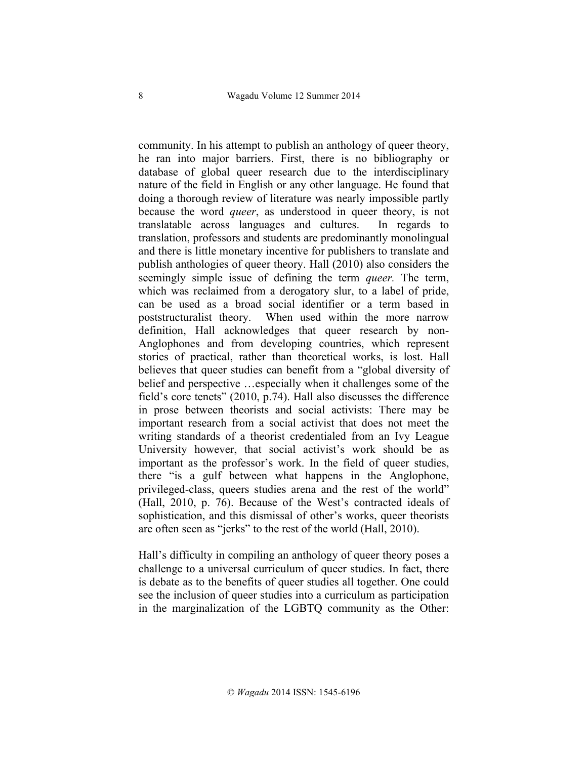community. In his attempt to publish an anthology of queer theory, he ran into major barriers. First, there is no bibliography or database of global queer research due to the interdisciplinary nature of the field in English or any other language. He found that doing a thorough review of literature was nearly impossible partly because the word *queer*, as understood in queer theory, is not translatable across languages and cultures. In regards to translation, professors and students are predominantly monolingual and there is little monetary incentive for publishers to translate and publish anthologies of queer theory. Hall (2010) also considers the seemingly simple issue of defining the term *queer.* The term, which was reclaimed from a derogatory slur, to a label of pride, can be used as a broad social identifier or a term based in poststructuralist theory. When used within the more narrow definition, Hall acknowledges that queer research by non-Anglophones and from developing countries, which represent stories of practical, rather than theoretical works, is lost. Hall believes that queer studies can benefit from a "global diversity of belief and perspective …especially when it challenges some of the field's core tenets" (2010, p.74). Hall also discusses the difference in prose between theorists and social activists: There may be important research from a social activist that does not meet the writing standards of a theorist credentialed from an Ivy League University however, that social activist's work should be as important as the professor's work. In the field of queer studies, there "is a gulf between what happens in the Anglophone, privileged-class, queers studies arena and the rest of the world" (Hall, 2010, p. 76). Because of the West's contracted ideals of sophistication, and this dismissal of other's works, queer theorists are often seen as "jerks" to the rest of the world (Hall, 2010).

Hall's difficulty in compiling an anthology of queer theory poses a challenge to a universal curriculum of queer studies. In fact, there is debate as to the benefits of queer studies all together. One could see the inclusion of queer studies into a curriculum as participation in the marginalization of the LGBTQ community as the Other: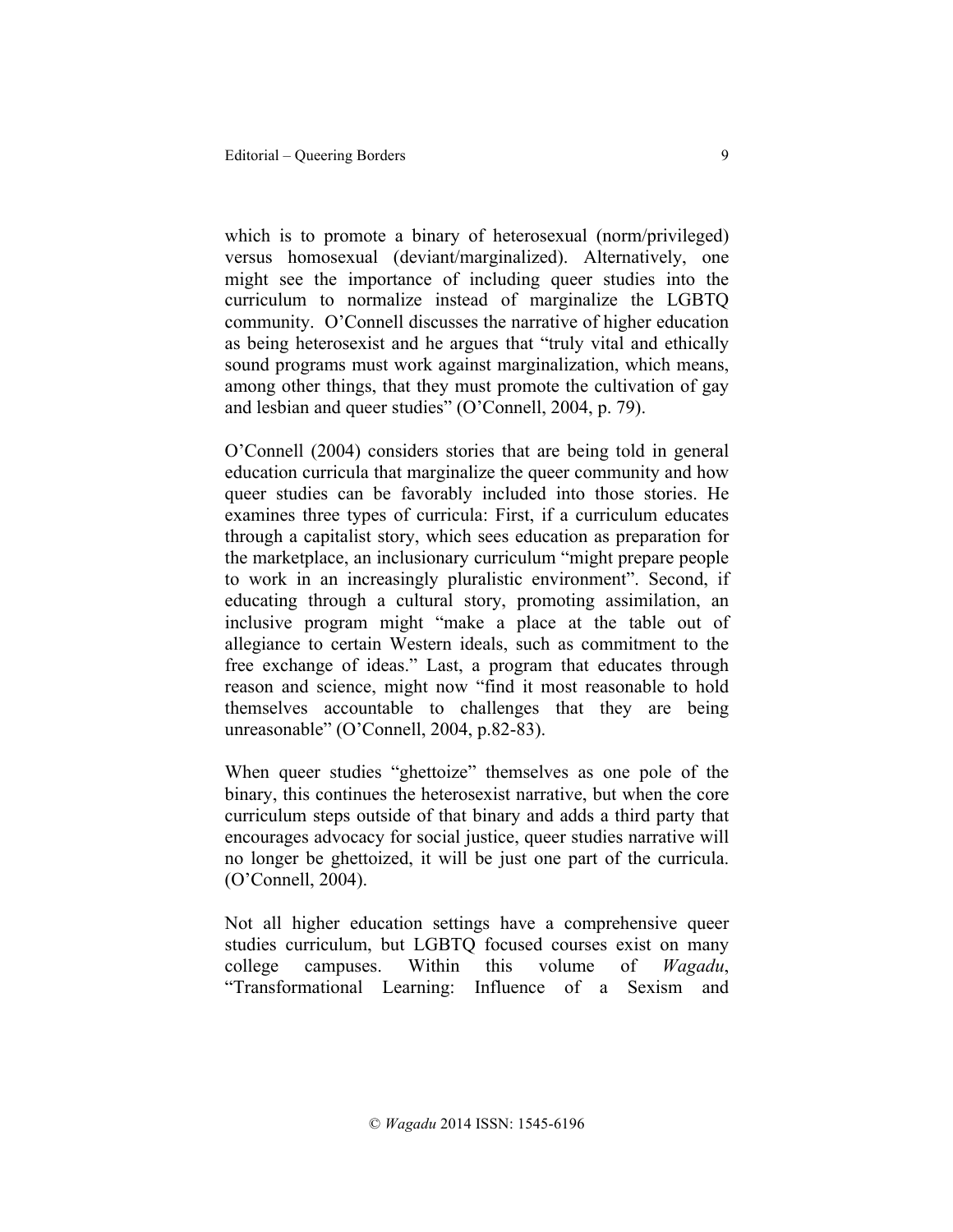which is to promote a binary of heterosexual (norm/privileged) versus homosexual (deviant/marginalized). Alternatively, one might see the importance of including queer studies into the curriculum to normalize instead of marginalize the LGBTQ community. O'Connell discusses the narrative of higher education as being heterosexist and he argues that "truly vital and ethically sound programs must work against marginalization, which means, among other things, that they must promote the cultivation of gay and lesbian and queer studies" (O'Connell, 2004, p. 79).

O'Connell (2004) considers stories that are being told in general education curricula that marginalize the queer community and how queer studies can be favorably included into those stories. He examines three types of curricula: First, if a curriculum educates through a capitalist story, which sees education as preparation for the marketplace, an inclusionary curriculum "might prepare people to work in an increasingly pluralistic environment". Second, if educating through a cultural story, promoting assimilation, an inclusive program might "make a place at the table out of allegiance to certain Western ideals, such as commitment to the free exchange of ideas." Last, a program that educates through reason and science, might now "find it most reasonable to hold themselves accountable to challenges that they are being unreasonable" (O'Connell, 2004, p.82-83).

When queer studies "ghettoize" themselves as one pole of the binary, this continues the heterosexist narrative, but when the core curriculum steps outside of that binary and adds a third party that encourages advocacy for social justice, queer studies narrative will no longer be ghettoized, it will be just one part of the curricula. (O'Connell, 2004).

Not all higher education settings have a comprehensive queer studies curriculum, but LGBTQ focused courses exist on many college campuses. Within this volume of *Wagadu*, "Transformational Learning: Influence of a Sexism and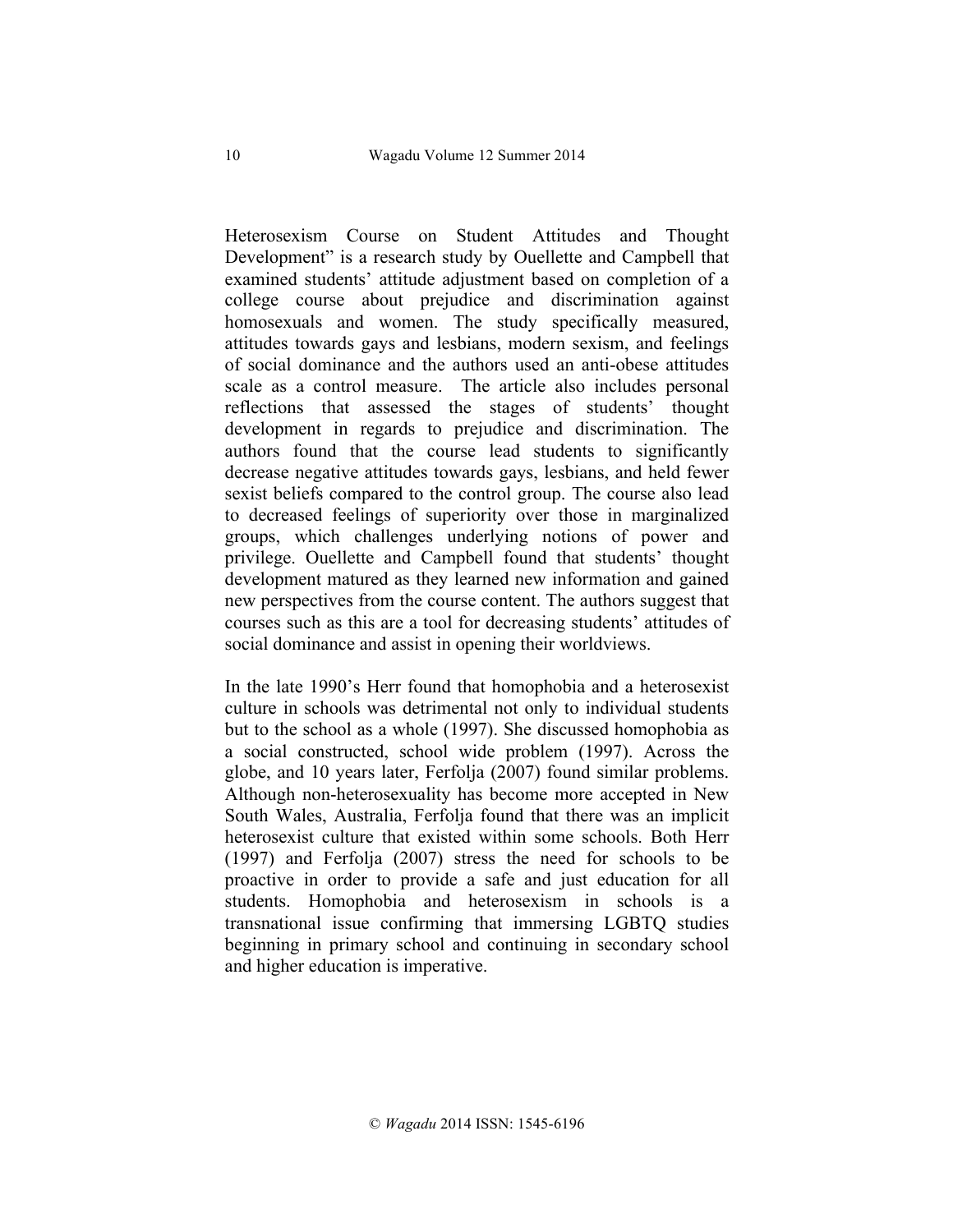Heterosexism Course on Student Attitudes and Thought Development" is a research study by Ouellette and Campbell that examined students' attitude adjustment based on completion of a college course about prejudice and discrimination against homosexuals and women. The study specifically measured, attitudes towards gays and lesbians, modern sexism, and feelings of social dominance and the authors used an anti-obese attitudes scale as a control measure. The article also includes personal reflections that assessed the stages of students' thought development in regards to prejudice and discrimination. The authors found that the course lead students to significantly decrease negative attitudes towards gays, lesbians, and held fewer sexist beliefs compared to the control group. The course also lead to decreased feelings of superiority over those in marginalized groups, which challenges underlying notions of power and privilege. Ouellette and Campbell found that students' thought development matured as they learned new information and gained new perspectives from the course content. The authors suggest that courses such as this are a tool for decreasing students' attitudes of social dominance and assist in opening their worldviews.

In the late 1990's Herr found that homophobia and a heterosexist culture in schools was detrimental not only to individual students but to the school as a whole (1997). She discussed homophobia as a social constructed, school wide problem (1997). Across the globe, and 10 years later, Ferfolja (2007) found similar problems. Although non-heterosexuality has become more accepted in New South Wales, Australia, Ferfolja found that there was an implicit heterosexist culture that existed within some schools. Both Herr (1997) and Ferfolja (2007) stress the need for schools to be proactive in order to provide a safe and just education for all students. Homophobia and heterosexism in schools is a transnational issue confirming that immersing LGBTQ studies beginning in primary school and continuing in secondary school and higher education is imperative.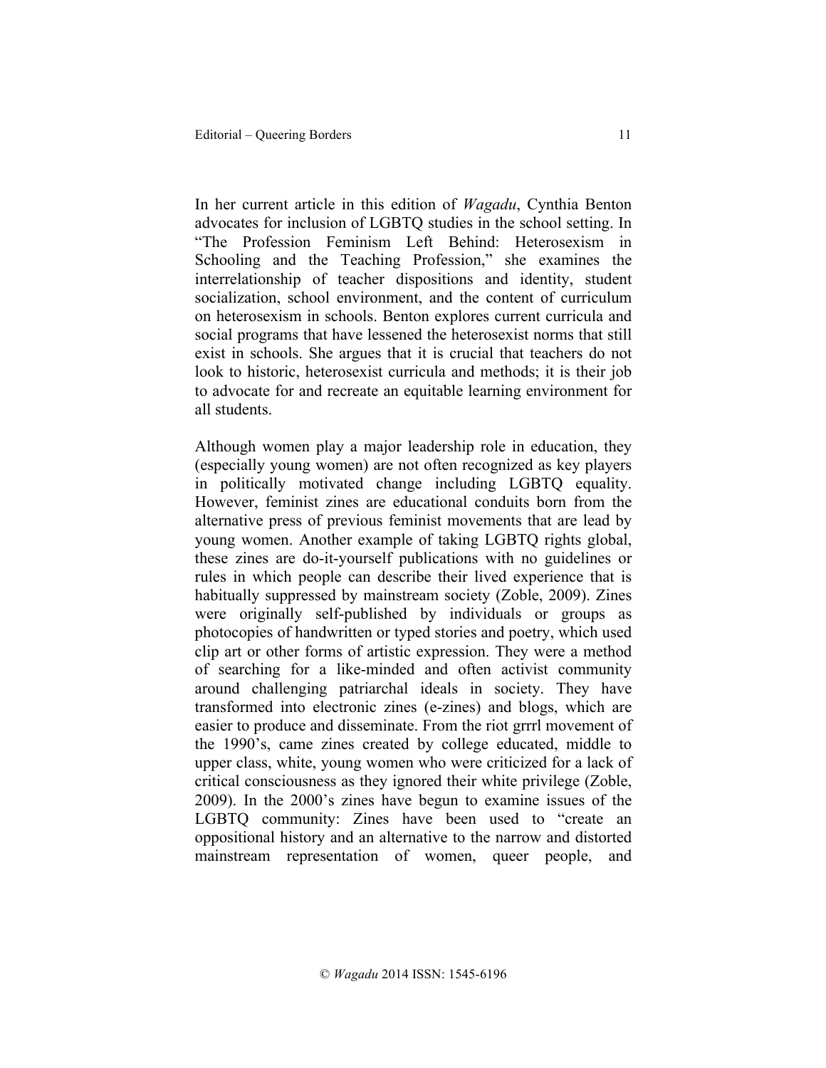In her current article in this edition of *Wagadu*, Cynthia Benton advocates for inclusion of LGBTQ studies in the school setting. In "The Profession Feminism Left Behind: Heterosexism in Schooling and the Teaching Profession," she examines the interrelationship of teacher dispositions and identity, student socialization, school environment, and the content of curriculum on heterosexism in schools. Benton explores current curricula and social programs that have lessened the heterosexist norms that still exist in schools. She argues that it is crucial that teachers do not look to historic, heterosexist curricula and methods; it is their job to advocate for and recreate an equitable learning environment for all students.

Although women play a major leadership role in education, they (especially young women) are not often recognized as key players in politically motivated change including LGBTQ equality. However, feminist zines are educational conduits born from the alternative press of previous feminist movements that are lead by young women. Another example of taking LGBTQ rights global, these zines are do-it-yourself publications with no guidelines or rules in which people can describe their lived experience that is habitually suppressed by mainstream society (Zoble, 2009). Zines were originally self-published by individuals or groups as photocopies of handwritten or typed stories and poetry, which used clip art or other forms of artistic expression. They were a method of searching for a like-minded and often activist community around challenging patriarchal ideals in society. They have transformed into electronic zines (e-zines) and blogs, which are easier to produce and disseminate. From the riot grrrl movement of the 1990's, came zines created by college educated, middle to upper class, white, young women who were criticized for a lack of critical consciousness as they ignored their white privilege (Zoble, 2009). In the 2000's zines have begun to examine issues of the LGBTQ community: Zines have been used to "create an oppositional history and an alternative to the narrow and distorted mainstream representation of women, queer people, and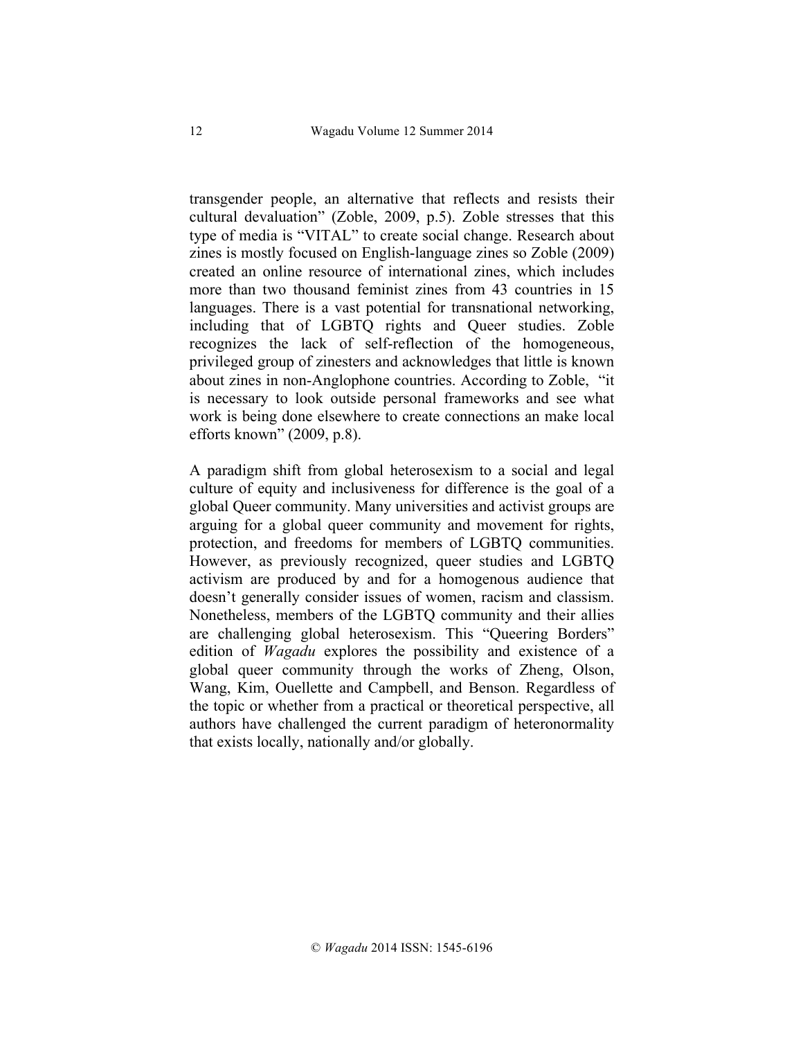transgender people, an alternative that reflects and resists their cultural devaluation" (Zoble, 2009, p.5). Zoble stresses that this type of media is "VITAL" to create social change. Research about zines is mostly focused on English-language zines so Zoble (2009) created an online resource of international zines, which includes more than two thousand feminist zines from 43 countries in 15 languages. There is a vast potential for transnational networking, including that of LGBTQ rights and Queer studies. Zoble recognizes the lack of self-reflection of the homogeneous, privileged group of zinesters and acknowledges that little is known about zines in non-Anglophone countries. According to Zoble, "it is necessary to look outside personal frameworks and see what work is being done elsewhere to create connections an make local efforts known" (2009, p.8).

A paradigm shift from global heterosexism to a social and legal culture of equity and inclusiveness for difference is the goal of a global Queer community. Many universities and activist groups are arguing for a global queer community and movement for rights, protection, and freedoms for members of LGBTQ communities. However, as previously recognized, queer studies and LGBTQ activism are produced by and for a homogenous audience that doesn't generally consider issues of women, racism and classism. Nonetheless, members of the LGBTQ community and their allies are challenging global heterosexism. This "Queering Borders" edition of *Wagadu* explores the possibility and existence of a global queer community through the works of Zheng, Olson, Wang, Kim, Ouellette and Campbell, and Benson. Regardless of the topic or whether from a practical or theoretical perspective, all authors have challenged the current paradigm of heteronormality that exists locally, nationally and/or globally.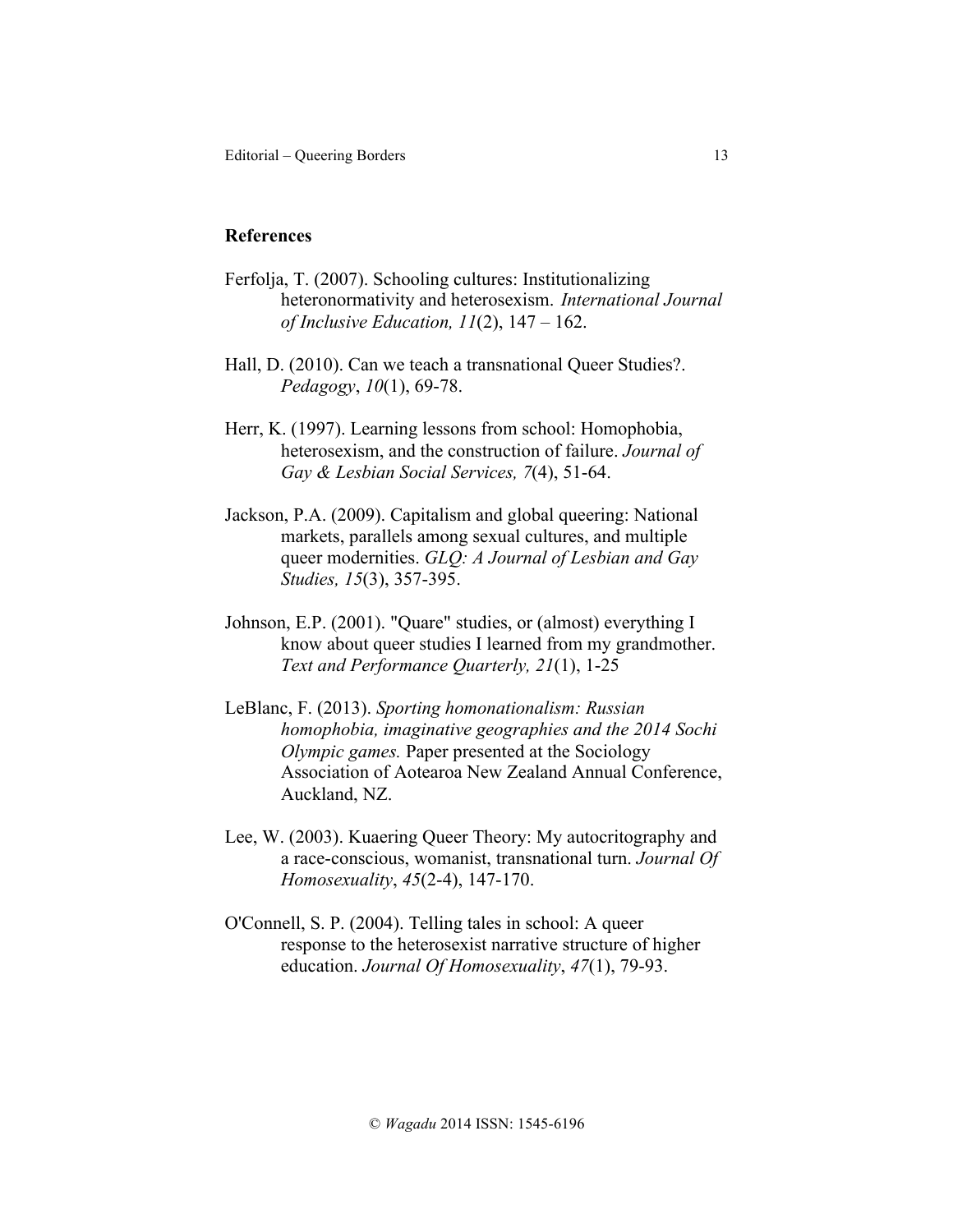## References

Ferfolja, T. (2007). Schooling cultures: Institutionalizing heteronormativity and heterosexism. *International Journal of Inclusive Education, 11*(2), 147 – 162.

Hall, D. (2010). Can we teach a transnational Queer Studies?. *Pedagogy*, *10*(1), 69-78.

Herr, K. (1997). Learning lessons from school: Homophobia, heterosexism, and the construction of failure. *Journal of Gay & Lesbian Social Services, 7*(4), 51-64.

Jackson, P.A. (2009). Capitalism and global queering: National markets, parallels among sexual cultures, and multiple queer modernities. *GLQ: A Journal of Lesbian and Gay Studies, 15*(3), 357-395.

Johnson, E.P. (2001). "Quare" studies, or (almost) everything I know about queer studies I learned from my grandmother. *Text and Performance Quarterly, 21*(1), 1-25

LeBlanc, F. (2013). *Sporting homonationalism: Russian homophobia, imaginative geographies and the 2014 Sochi Olympic games.* Paper presented at the Sociology Association of Aotearoa New Zealand Annual Conference, Auckland, NZ.

Lee, W. (2003). Kuaering Queer Theory: My autocritography and a race-conscious, womanist, transnational turn. *Journal Of Homosexuality*, *45*(2-4), 147-170.

O'Connell, S. P. (2004). Telling tales in school: A queer response to the heterosexist narrative structure of higher education. *Journal Of Homosexuality*, *47*(1), 79-93.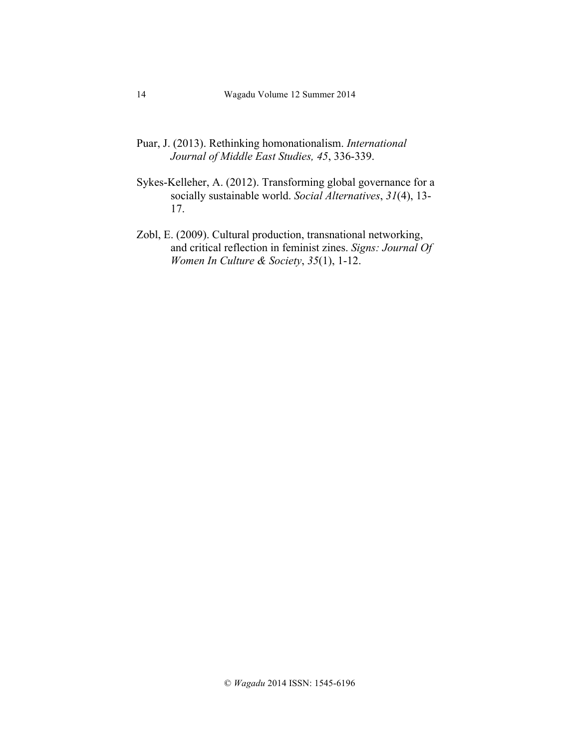Puar, J. (2013). Rethinking homonationalism. *International Journal of Middle East Studies, 45*, 336-339.

Sykes-Kelleher, A. (2012). Transforming global governance for a socially sustainable world. *Social Alternatives*, *31*(4), 13-17.

Zobl, E. (2009). Cultural production, transnational networking, and critical reflection in feminist zines. *Signs: Journal Of Women In Culture & Society*, *35*(1), 1-12.